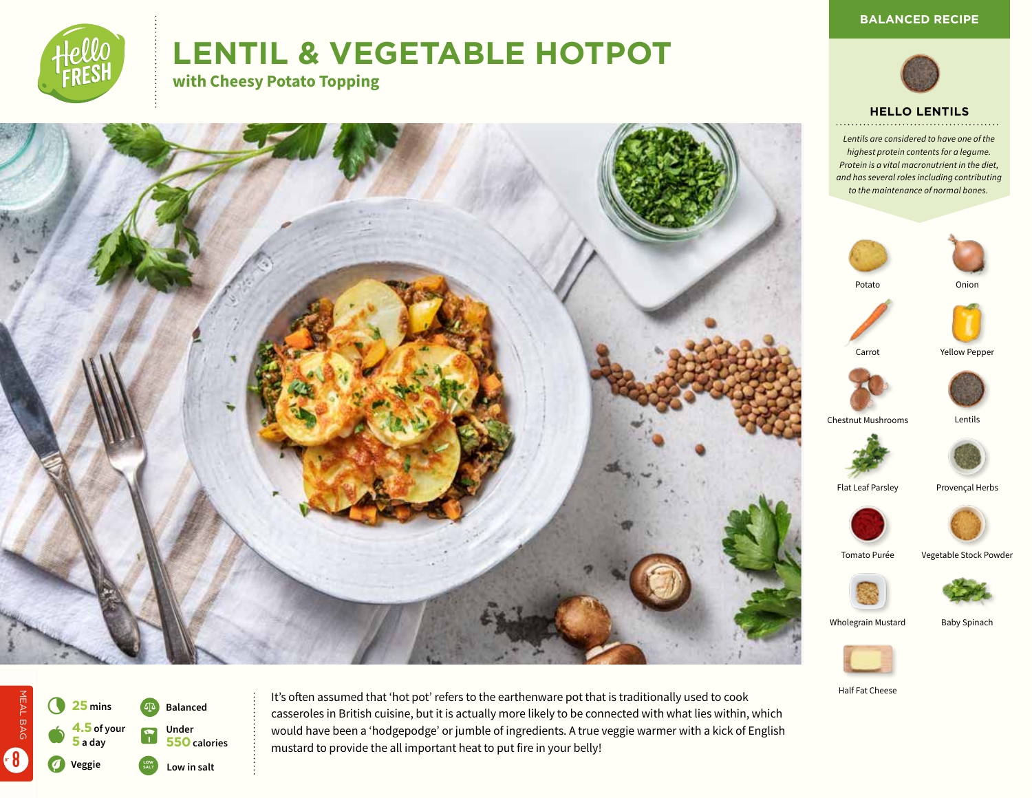# LENTIL & VEGETABLE HOTPOT

## with Cheesy Potato Topping

**BALANCED RECIPE**

### HELLO LENTILS

*Lentils are considered to have one of the highest protein contents for a legume. Protein is a vital macronutrient in the diet, and has several roles including contributing to the maintenance of normal bones.*

- Potato
- Onion
- Carrot
- Yellow Pepper
- Chestnut Mushrooms
- Lentils
- Flat Leaf Parsley
- Provençal Herbs
- Tomato Purée
- Vegetable Stock Powder
- Wholegrain Mustard
- Baby Spinach
- Half Fat Cheese

- **25** mins
- **4.5** of your **5** a day
- Veggie
- Balanced
- Under **550** calories
- Low in salt

MEAL BAG 8

It's often assumed that 'hot pot' refers to the earthenware pot that is traditionally used to cook casseroles in British cuisine, but it is actually more likely to be connected with what lies within, which would have been a 'hodgepodge' or jumble of ingredients. A true veggie warmer with a kick of English mustard to provide the all important heat to put fire in your belly!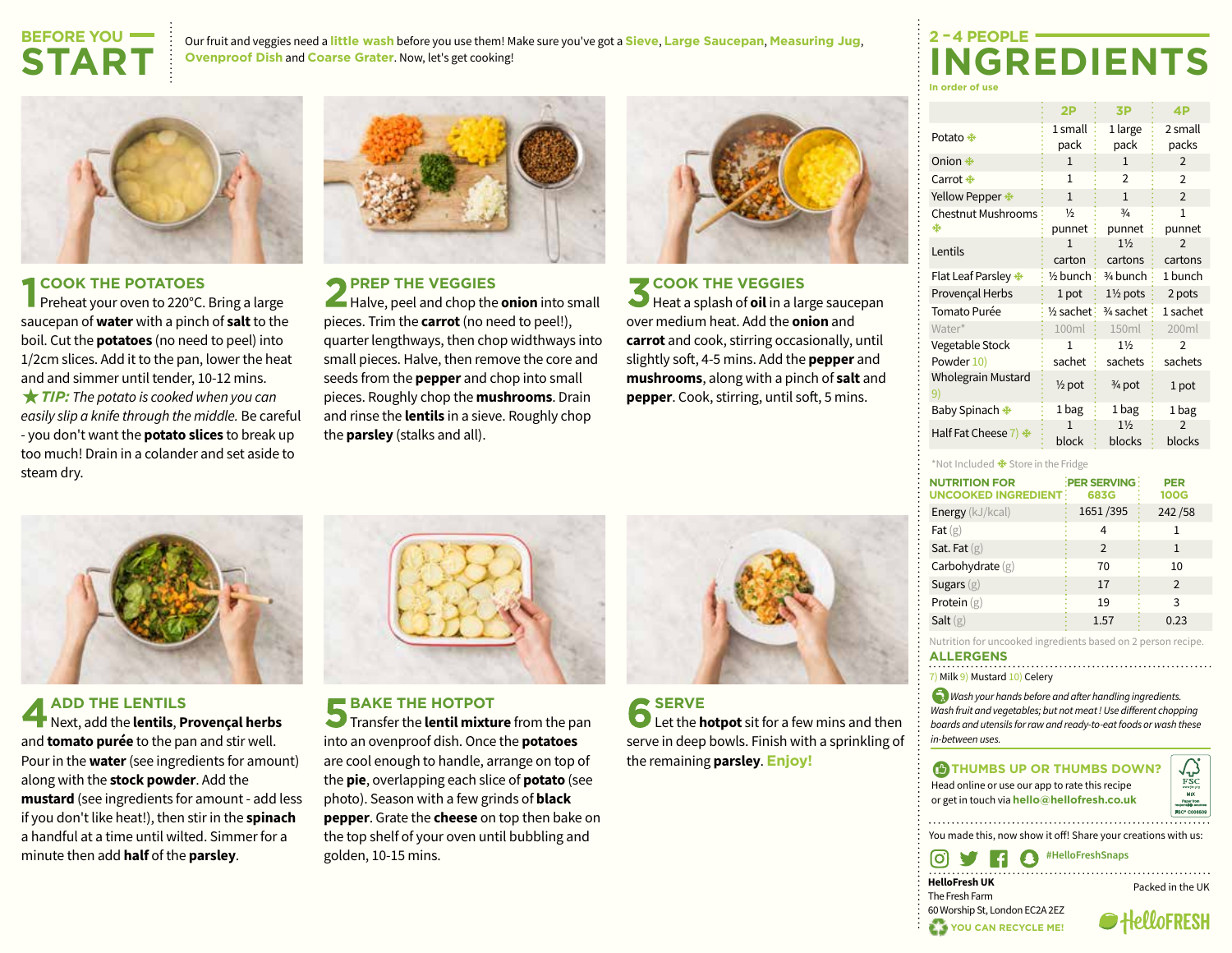## BEFORE YOU START

Our fruit and veggies need a **little wash** before you use them! Make sure you've got a **Sieve**, **Large Saucepan**, **Measuring Jug**, **Ovenproof Dish** and **Coarse Grater**. Now, let's get cooking!

### 1 COOK THE POTATOES

Preheat your oven to 220°C. Bring a large saucepan of **water** with a pinch of **salt** to the boil. Cut the **potatoes** (no need to peel) into 1/2cm slices. Add it to the pan, lower the heat and and simmer until tender, 10-12 mins.

★ ***TIP:*** *The potato is cooked when you can easily slip a knife through the middle.* Be careful - you don't want the **potato slices** to break up too much! Drain in a colander and set aside to steam dry.

### 2 PREP THE VEGGIES

Halve, peel and chop the **onion** into small pieces. Trim the **carrot** (no need to peel!), quarter lengthways, then chop widthways into small pieces. Halve, then remove the core and seeds from the **pepper** and chop into small pieces. Roughly chop the **mushrooms**. Drain and rinse the **lentils** in a sieve. Roughly chop the **parsley** (stalks and all).

### 3 COOK THE VEGGIES

Heat a splash of **oil** in a large saucepan over medium heat. Add the **onion** and **carrot** and cook, stirring occasionally, until slightly soft, 4-5 mins. Add the **pepper** and **mushrooms**, along with a pinch of **salt** and **pepper**. Cook, stirring, until soft, 5 mins.

### 4 ADD THE LENTILS

Next, add the **lentils**, **Provençal herbs** and **tomato purée** to the pan and stir well. Pour in the **water** (see ingredients for amount) along with the **stock powder**. Add the **mustard** (see ingredients for amount - add less if you don't like heat!), then stir in the **spinach** a handful at a time until wilted. Simmer for a minute then add **half** of the **parsley**.

### 5 BAKE THE HOTPOT

Transfer the **lentil mixture** from the pan into an ovenproof dish. Once the **potatoes** are cool enough to handle, arrange on top of the **pie**, overlapping each slice of **potato** (see photo). Season with a few grinds of **black pepper**. Grate the **cheese** on top then bake on the top shelf of your oven until bubbling and golden, 10-15 mins.

### 6 SERVE

Let the **hotpot** sit for a few mins and then serve in deep bowls. Finish with a sprinkling of the remaining **parsley**. **Enjoy!**

## 2 - 4 PEOPLE INGREDIENTS

In order of use

| | 2P | 3P | 4P |
|---|---|---|---|
| Potato ❉ | 1 small pack | 1 large pack | 2 small packs |
| Onion ❉ | 1 | 1 | 2 |
| Carrot ❉ | 1 | 2 | 2 |
| Yellow Pepper ❉ | 1 | 1 | 2 |
| Chestnut Mushrooms ❉ | ½ punnet | ¾ punnet | 1 punnet |
| Lentils | 1 carton | 1½ cartons | 2 cartons |
| Flat Leaf Parsley ❉ | ½ bunch | ¾ bunch | 1 bunch |
| Provençal Herbs | 1 pot | 1½ pots | 2 pots |
| Tomato Purée | ½ sachet | ¾ sachet | 1 sachet |
| Water* | 100ml | 150ml | 200ml |
| Vegetable Stock Powder 10) | 1 sachet | 1½ sachets | 2 sachets |
| Wholegrain Mustard 9) | ½ pot | ¾ pot | 1 pot |
| Baby Spinach ❉ | 1 bag | 1 bag | 1 bag |
| Half Fat Cheese 7) ❉ | 1 block | 1½ blocks | 2 blocks |

*Not Included ❉ Store in the Fridge

| NUTRITION FOR UNCOOKED INGREDIENT | PER SERVING 683G | PER 100G |
|---|---|---|
| Energy (kJ/kcal) | 1651 /395 | 242 /58 |
| Fat (g) | 4 | 1 |
| Sat. Fat (g) | 2 | 1 |
| Carbohydrate (g) | 70 | 10 |
| Sugars (g) | 17 | 2 |
| Protein (g) | 19 | 3 |
| Salt (g) | 1.57 | 0.23 |

Nutrition for uncooked ingredients based on 2 person recipe.

**ALLERGENS**

7) Milk 9) Mustard 10) Celery

*Wash your hands before and after handling ingredients. Wash fruit and vegetables; but not meat ! Use different chopping boards and utensils for raw and ready-to-eat foods or wash these in-between uses.*

**THUMBS UP OR THUMBS DOWN?**

Head online or use our app to rate this recipe or get in touch via **hello@hellofresh.co.uk**

You made this, now show it off! Share your creations with us:

#HelloFreshSnaps

**HelloFresh UK**
The Fresh Farm
60 Worship St, London EC2A 2EZ

Packed in the UK

YOU CAN RECYCLE ME!

HelloFRESH